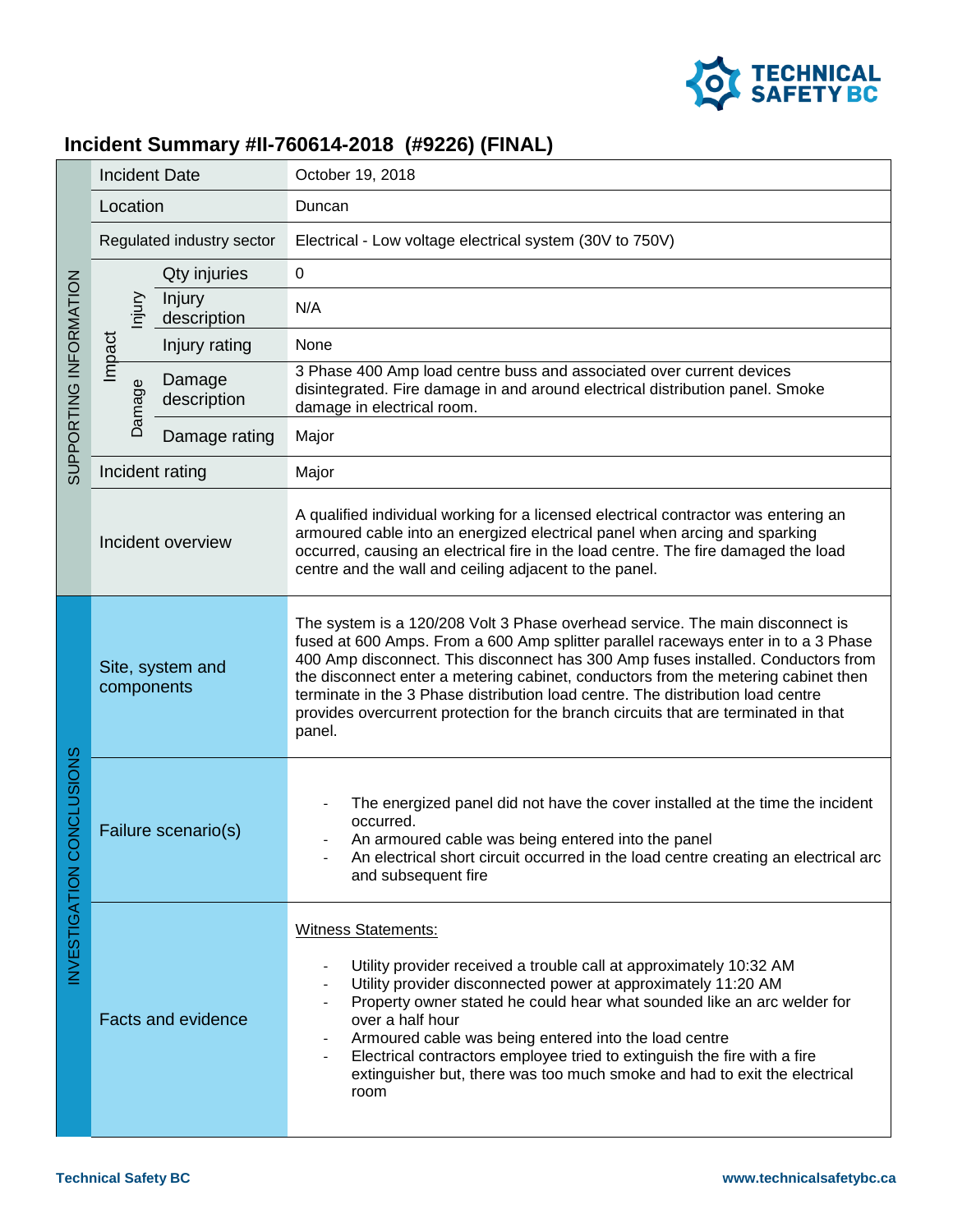# Incident Summary #II-760614-2018 (#9226) (FINAL)

| | | | |
|---|---|---|---|
| SUPPORTING INFORMATION | Incident Date | | October 19, 2018 |
| | Location | | Duncan |
| | Regulated industry sector | | Electrical - Low voltage electrical system (30V to 750V) |
| | Impact – Injury | Qty injuries | 0 |
| | | Injury description | N/A |
| | | Injury rating | None |
| | Impact – Damage | Damage description | 3 Phase 400 Amp load centre buss and associated over current devices disintegrated. Fire damage in and around electrical distribution panel. Smoke damage in electrical room. |
| | | Damage rating | Major |
| | Incident rating | | Major |
| | Incident overview | | A qualified individual working for a licensed electrical contractor was entering an armoured cable into an energized electrical panel when arcing and sparking occurred, causing an electrical fire in the load centre. The fire damaged the load centre and the wall and ceiling adjacent to the panel. |
| INVESTIGATION CONCLUSIONS | Site, system and components | | The system is a 120/208 Volt 3 Phase overhead service. The main disconnect is fused at 600 Amps. From a 600 Amp splitter parallel raceways enter in to a 3 Phase 400 Amp disconnect. This disconnect has 300 Amp fuses installed. Conductors from the disconnect enter a metering cabinet, conductors from the metering cabinet then terminate in the 3 Phase distribution load centre. The distribution load centre provides overcurrent protection for the branch circuits that are terminated in that panel. |
| | Failure scenario(s) | | - The energized panel did not have the cover installed at the time the incident occurred.<br>- An armoured cable was being entered into the panel<br>- An electrical short circuit occurred in the load centre creating an electrical arc and subsequent fire |
| | Facts and evidence | | Witness Statements:<br>- Utility provider received a trouble call at approximately 10:32 AM<br>- Utility provider disconnected power at approximately 11:20 AM<br>- Property owner stated he could hear what sounded like an arc welder for over a half hour<br>- Armoured cable was being entered into the load centre<br>- Electrical contractors employee tried to extinguish the fire with a fire extinguisher but, there was too much smoke and had to exit the electrical room |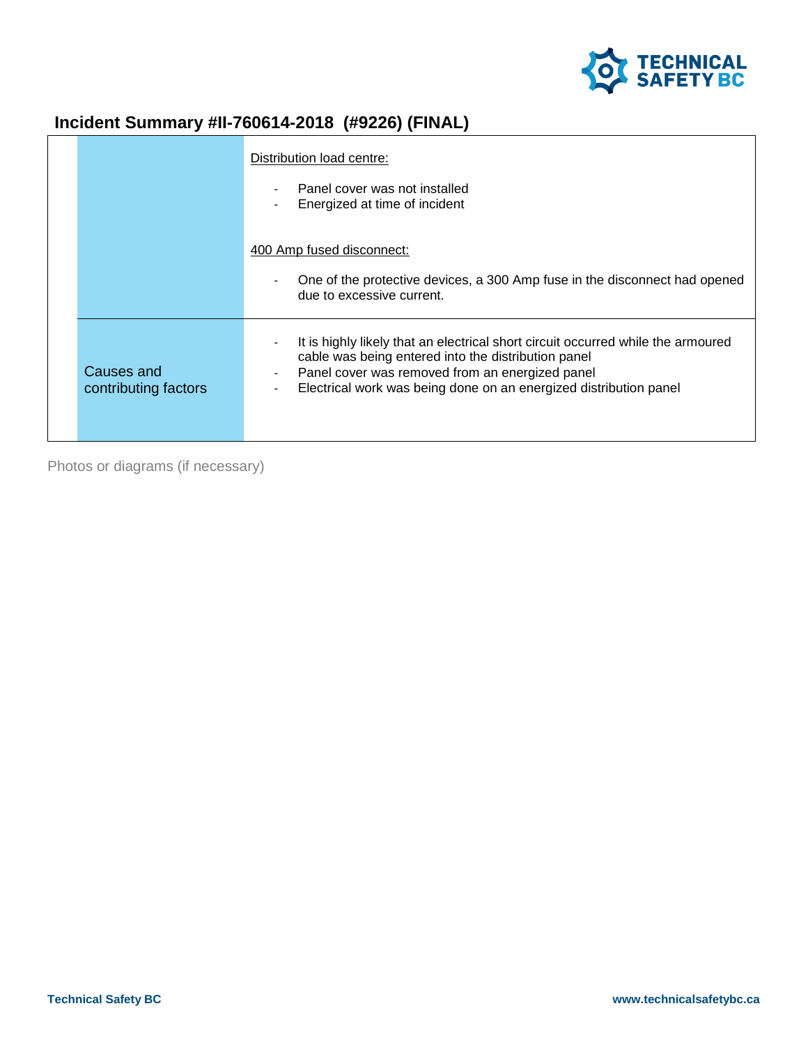## Incident Summary #II-760614-2018 (#9226) (FINAL)

| | |
|---|---|
| | Distribution load centre:<br><br>- Panel cover was not installed<br>- Energized at time of incident<br><br>400 Amp fused disconnect:<br><br>- One of the protective devices, a 300 Amp fuse in the disconnect had opened due to excessive current. |
| Causes and contributing factors | - It is highly likely that an electrical short circuit occurred while the armoured cable was being entered into the distribution panel<br>- Panel cover was removed from an energized panel<br>- Electrical work was being done on an energized distribution panel |

Photos or diagrams (if necessary)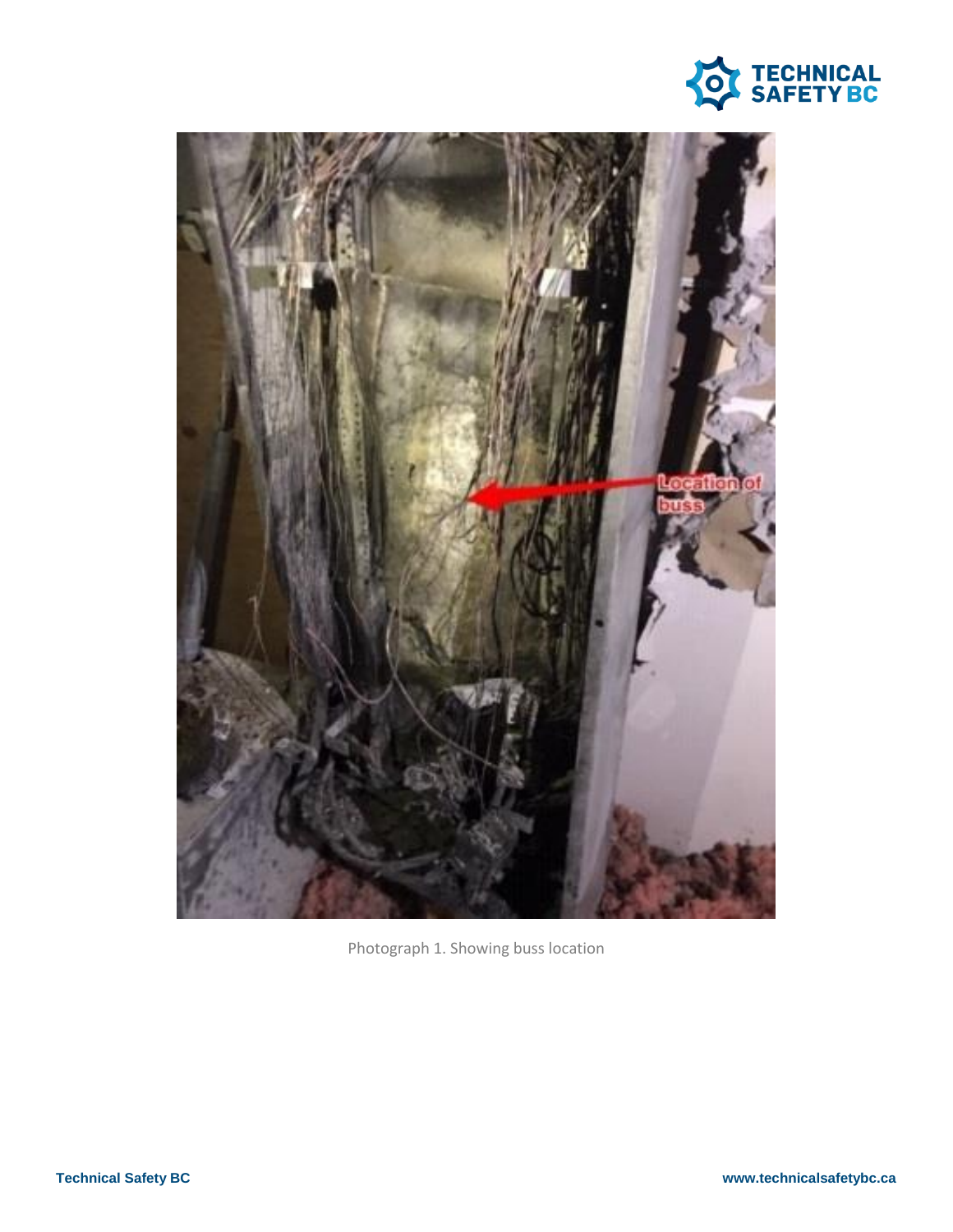Photograph 1. Showing buss location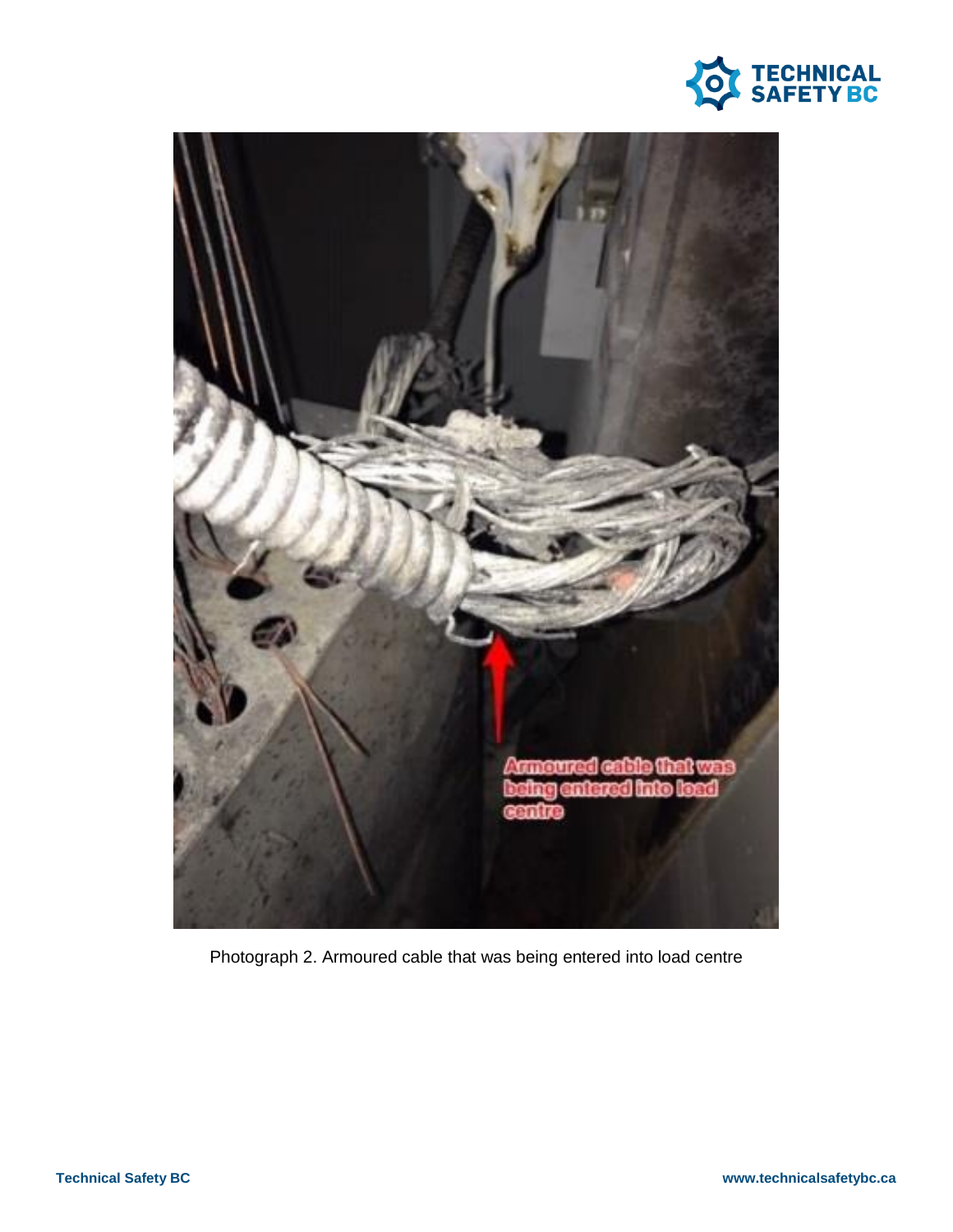Photograph 2. Armoured cable that was being entered into load centre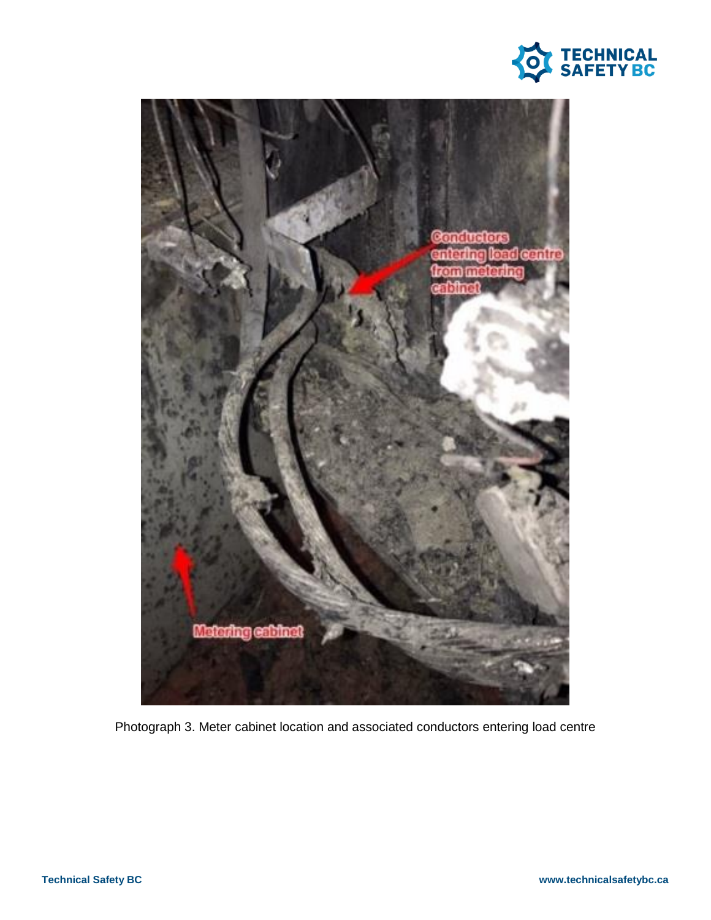Photograph 3. Meter cabinet location and associated conductors entering load centre